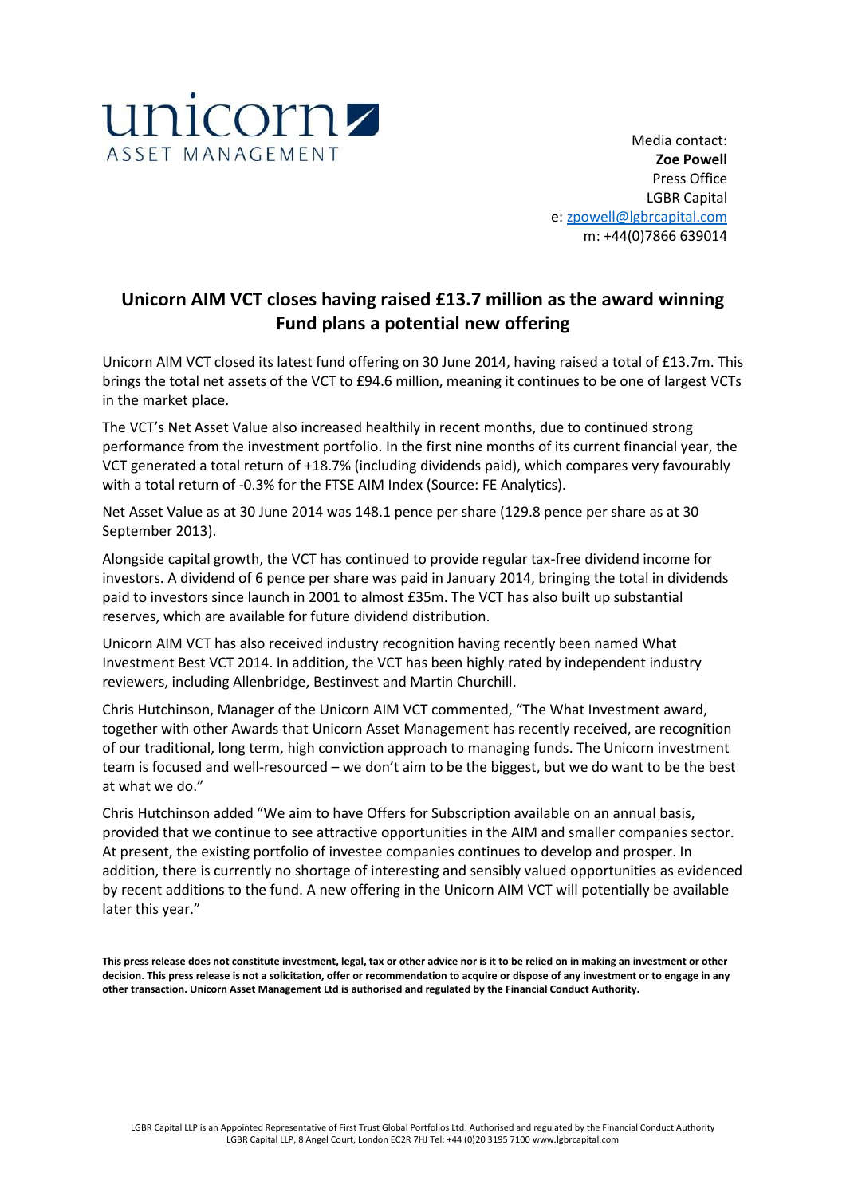unicorn ASSET MANAGEMENT

Media contact:
**Zoe Powell**
Press Office
LGBR Capital
e: zpowell@lgbrcapital.com
m: +44(0)7866 639014

## Unicorn AIM VCT closes having raised £13.7 million as the award winning Fund plans a potential new offering

Unicorn AIM VCT closed its latest fund offering on 30 June 2014, having raised a total of £13.7m. This brings the total net assets of the VCT to £94.6 million, meaning it continues to be one of largest VCTs in the market place.

The VCT's Net Asset Value also increased healthily in recent months, due to continued strong performance from the investment portfolio. In the first nine months of its current financial year, the VCT generated a total return of +18.7% (including dividends paid), which compares very favourably with a total return of -0.3% for the FTSE AIM Index (Source: FE Analytics).

Net Asset Value as at 30 June 2014 was 148.1 pence per share (129.8 pence per share as at 30 September 2013).

Alongside capital growth, the VCT has continued to provide regular tax-free dividend income for investors. A dividend of 6 pence per share was paid in January 2014, bringing the total in dividends paid to investors since launch in 2001 to almost £35m. The VCT has also built up substantial reserves, which are available for future dividend distribution.

Unicorn AIM VCT has also received industry recognition having recently been named What Investment Best VCT 2014. In addition, the VCT has been highly rated by independent industry reviewers, including Allenbridge, Bestinvest and Martin Churchill.

Chris Hutchinson, Manager of the Unicorn AIM VCT commented, "The What Investment award, together with other Awards that Unicorn Asset Management has recently received, are recognition of our traditional, long term, high conviction approach to managing funds. The Unicorn investment team is focused and well-resourced – we don't aim to be the biggest, but we do want to be the best at what we do."

Chris Hutchinson added "We aim to have Offers for Subscription available on an annual basis, provided that we continue to see attractive opportunities in the AIM and smaller companies sector. At present, the existing portfolio of investee companies continues to develop and prosper. In addition, there is currently no shortage of interesting and sensibly valued opportunities as evidenced by recent additions to the fund. A new offering in the Unicorn AIM VCT will potentially be available later this year."

**This press release does not constitute investment, legal, tax or other advice nor is it to be relied on in making an investment or other decision. This press release is not a solicitation, offer or recommendation to acquire or dispose of any investment or to engage in any other transaction. Unicorn Asset Management Ltd is authorised and regulated by the Financial Conduct Authority.**

LGBR Capital LLP is an Appointed Representative of First Trust Global Portfolios Ltd. Authorised and regulated by the Financial Conduct Authority
LGBR Capital LLP, 8 Angel Court, London EC2R 7HJ Tel: +44 (0)20 3195 7100 www.lgbrcapital.com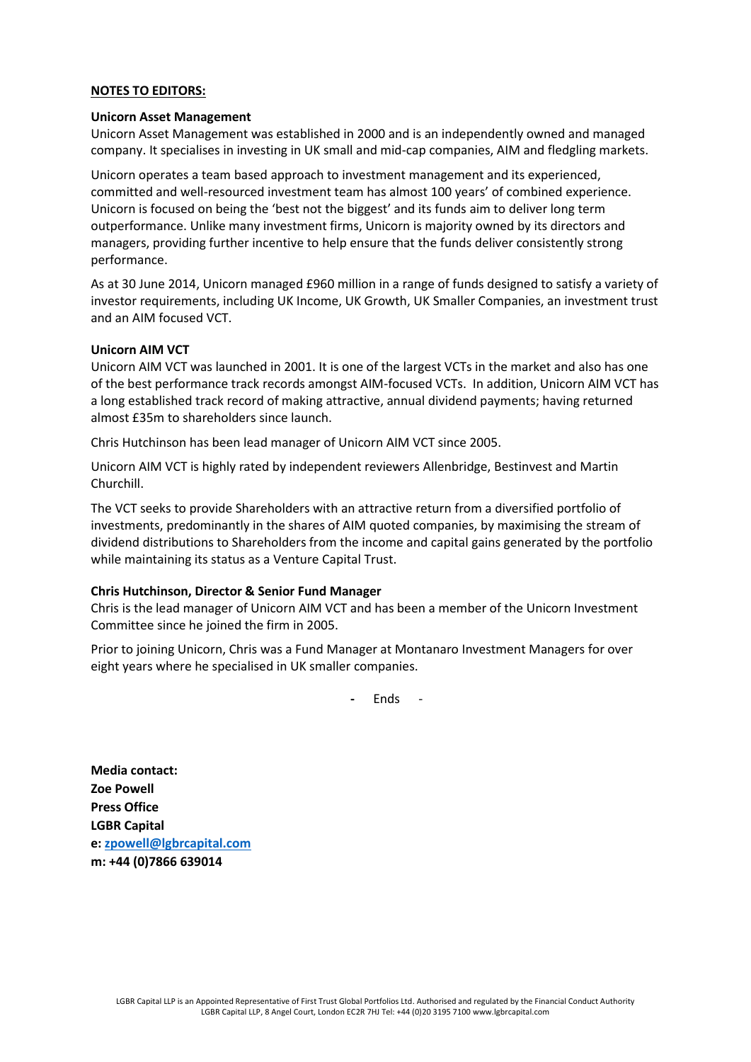**NOTES TO EDITORS:**

**Unicorn Asset Management**

Unicorn Asset Management was established in 2000 and is an independently owned and managed company. It specialises in investing in UK small and mid-cap companies, AIM and fledgling markets.

Unicorn operates a team based approach to investment management and its experienced, committed and well-resourced investment team has almost 100 years' of combined experience. Unicorn is focused on being the 'best not the biggest' and its funds aim to deliver long term outperformance. Unlike many investment firms, Unicorn is majority owned by its directors and managers, providing further incentive to help ensure that the funds deliver consistently strong performance.

As at 30 June 2014, Unicorn managed £960 million in a range of funds designed to satisfy a variety of investor requirements, including UK Income, UK Growth, UK Smaller Companies, an investment trust and an AIM focused VCT.

**Unicorn AIM VCT**

Unicorn AIM VCT was launched in 2001. It is one of the largest VCTs in the market and also has one of the best performance track records amongst AIM-focused VCTs. In addition, Unicorn AIM VCT has a long established track record of making attractive, annual dividend payments; having returned almost £35m to shareholders since launch.

Chris Hutchinson has been lead manager of Unicorn AIM VCT since 2005.

Unicorn AIM VCT is highly rated by independent reviewers Allenbridge, Bestinvest and Martin Churchill.

The VCT seeks to provide Shareholders with an attractive return from a diversified portfolio of investments, predominantly in the shares of AIM quoted companies, by maximising the stream of dividend distributions to Shareholders from the income and capital gains generated by the portfolio while maintaining its status as a Venture Capital Trust.

**Chris Hutchinson, Director & Senior Fund Manager**

Chris is the lead manager of Unicorn AIM VCT and has been a member of the Unicorn Investment Committee since he joined the firm in 2005.

Prior to joining Unicorn, Chris was a Fund Manager at Montanaro Investment Managers for over eight years where he specialised in UK smaller companies.

\- Ends -

**Media contact:**
**Zoe Powell**
**Press Office**
**LGBR Capital**
**e: zpowell@lgbrcapital.com**
**m: +44 (0)7866 639014**

LGBR Capital LLP is an Appointed Representative of First Trust Global Portfolios Ltd. Authorised and regulated by the Financial Conduct Authority
LGBR Capital LLP, 8 Angel Court, London EC2R 7HJ Tel: +44 (0)20 3195 7100 www.lgbrcapital.com